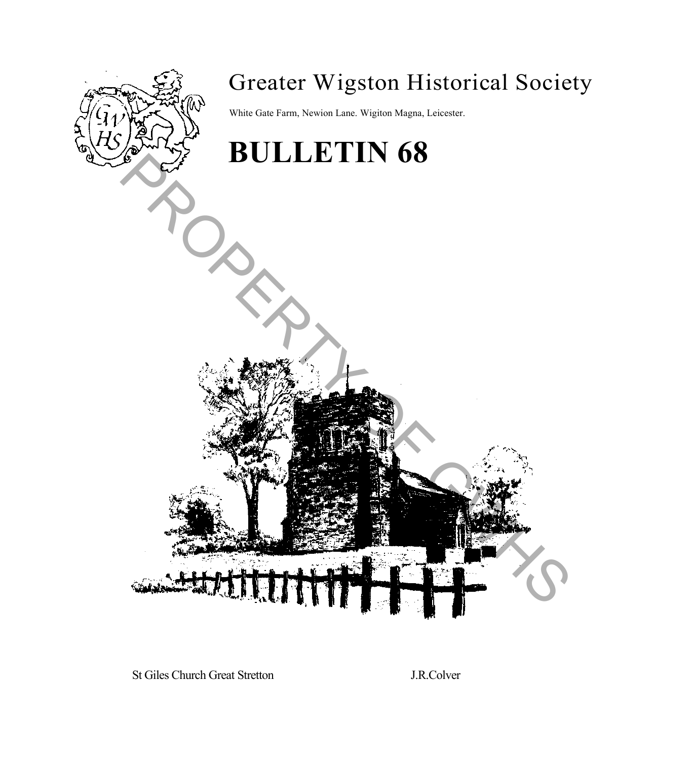# Greater Wigston Historical Society

White Gate Farm, Newion Lane. Wigiton Magna, Leicester.

# BULLETIN 68

St Giles Church Great Stretton J.R.Colver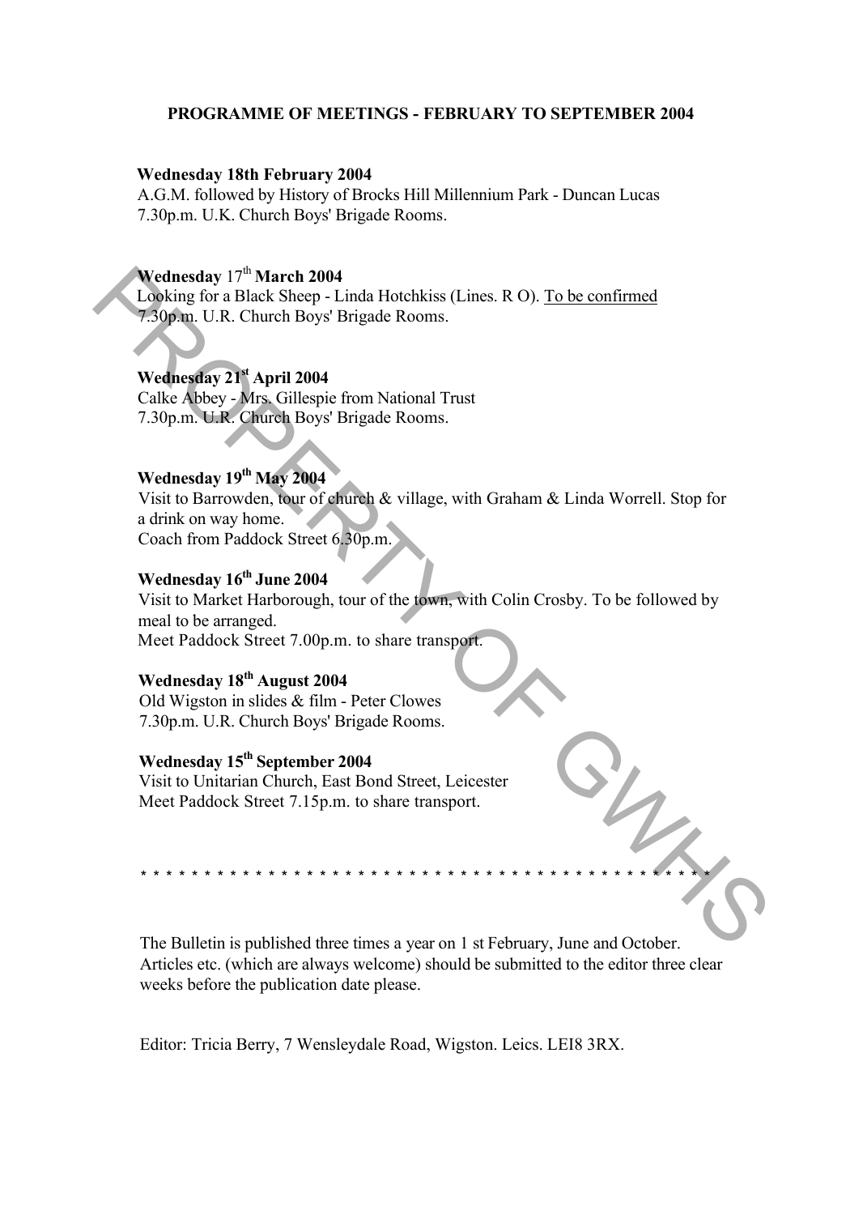**PROGRAMME OF MEETINGS - FEBRUARY TO SEPTEMBER 2004**

**Wednesday 18th February 2004**
A.G.M. followed by History of Brocks Hill Millennium Park - Duncan Lucas
7.30p.m. U.K. Church Boys' Brigade Rooms.

**Wednesday** 17th **March 2004**
Looking for a Black Sheep - Linda Hotchkiss (Lines. R O). To be confirmed
7.30p.m. U.R. Church Boys' Brigade Rooms.

**Wednesday 21st April 2004**
Calke Abbey - Mrs. Gillespie from National Trust
7.30p.m. U.R. Church Boys' Brigade Rooms.

**Wednesday 19th May 2004**
Visit to Barrowden, tour of church & village, with Graham & Linda Worrell. Stop for a drink on way home.
Coach from Paddock Street 6.30p.m.

**Wednesday 16th June 2004**
Visit to Market Harborough, tour of the town, with Colin Crosby. To be followed by meal to be arranged.
Meet Paddock Street 7.00p.m. to share transport.

**Wednesday 18th August 2004**
Old Wigston in slides & film - Peter Clowes
7.30p.m. U.R. Church Boys' Brigade Rooms.

**Wednesday 15th September 2004**
Visit to Unitarian Church, East Bond Street, Leicester
Meet Paddock Street 7.15p.m. to share transport.

* * * * * * * * * * * * * * * * * * * * * * * * * * * * * * * * * * * * * * * * * * * * * * * * * *

The Bulletin is published three times a year on 1 st February, June and October. Articles etc. (which are always welcome) should be submitted to the editor three clear weeks before the publication date please.

Editor: Tricia Berry, 7 Wensleydale Road, Wigston. Leics. LEI8 3RX.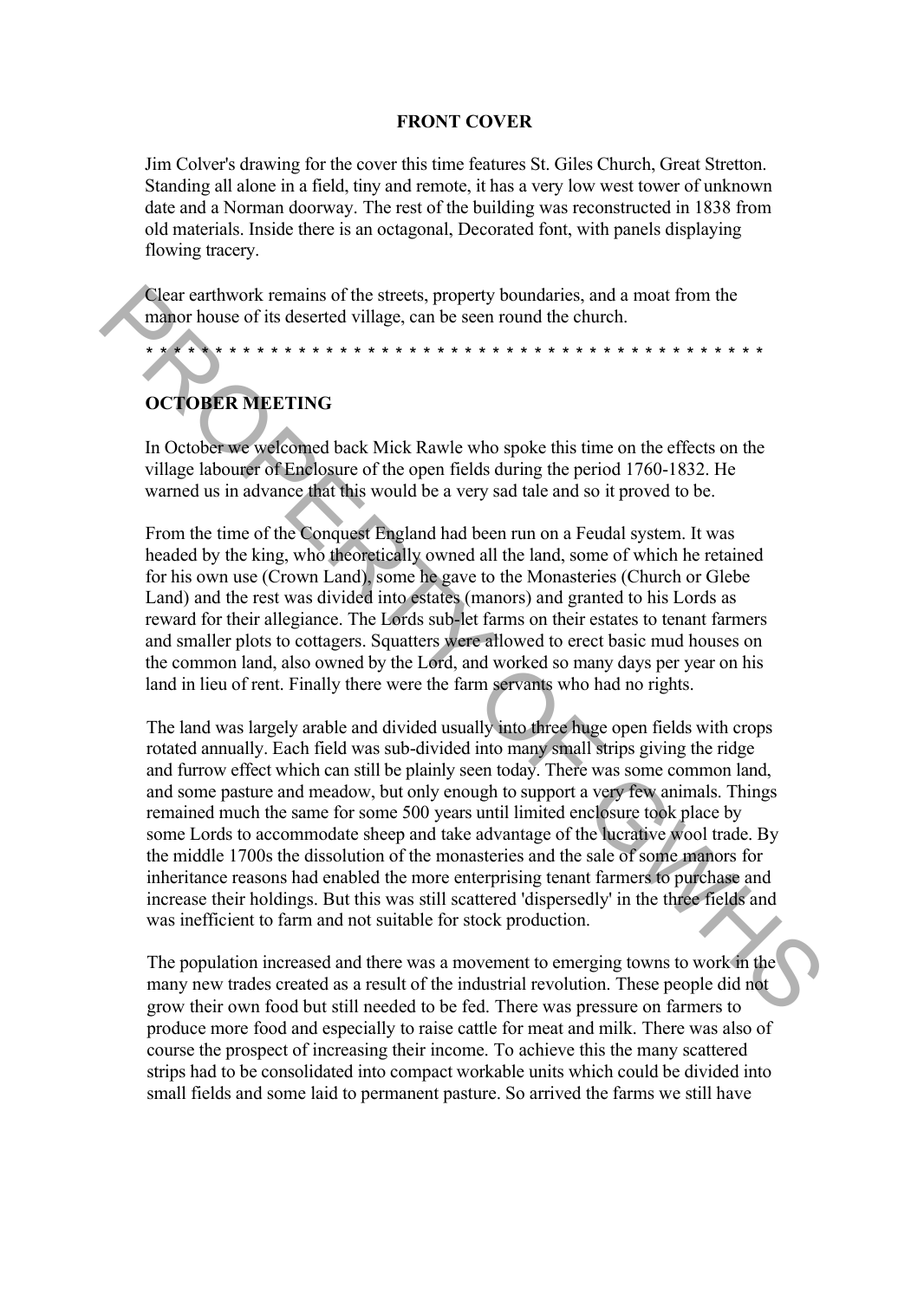**FRONT COVER**

Jim Colver's drawing for the cover this time features St. Giles Church, Great Stretton. Standing all alone in a field, tiny and remote, it has a very low west tower of unknown date and a Norman doorway. The rest of the building was reconstructed in 1838 from old materials. Inside there is an octagonal, Decorated font, with panels displaying flowing tracery.

Clear earthwork remains of the streets, property boundaries, and a moat from the manor house of its deserted village, can be seen round the church.

\* \* \* \* \* \* \* \* \* \* \* \* \* \* \* \* \* \* \* \* \* \* \* \* \* \* \* \* \* \* \* \* \* \* \* \* \* \* \* \* \* \* \* \* \* \* \*

## OCTOBER MEETING

In October we welcomed back Mick Rawle who spoke this time on the effects on the village labourer of Enclosure of the open fields during the period 1760-1832. He warned us in advance that this would be a very sad tale and so it proved to be.

From the time of the Conquest England had been run on a Feudal system. It was headed by the king, who theoretically owned all the land, some of which he retained for his own use (Crown Land), some he gave to the Monasteries (Church or Glebe Land) and the rest was divided into estates (manors) and granted to his Lords as reward for their allegiance. The Lords sub-let farms on their estates to tenant farmers and smaller plots to cottagers. Squatters were allowed to erect basic mud houses on the common land, also owned by the Lord, and worked so many days per year on his land in lieu of rent. Finally there were the farm servants who had no rights.

The land was largely arable and divided usually into three huge open fields with crops rotated annually. Each field was sub-divided into many small strips giving the ridge and furrow effect which can still be plainly seen today. There was some common land, and some pasture and meadow, but only enough to support a very few animals. Things remained much the same for some 500 years until limited enclosure took place by some Lords to accommodate sheep and take advantage of the lucrative wool trade. By the middle 1700s the dissolution of the monasteries and the sale of some manors for inheritance reasons had enabled the more enterprising tenant farmers to purchase and increase their holdings. But this was still scattered 'dispersedly' in the three fields and was inefficient to farm and not suitable for stock production.

The population increased and there was a movement to emerging towns to work in the many new trades created as a result of the industrial revolution. These people did not grow their own food but still needed to be fed. There was pressure on farmers to produce more food and especially to raise cattle for meat and milk. There was also of course the prospect of increasing their income. To achieve this the many scattered strips had to be consolidated into compact workable units which could be divided into small fields and some laid to permanent pasture. So arrived the farms we still have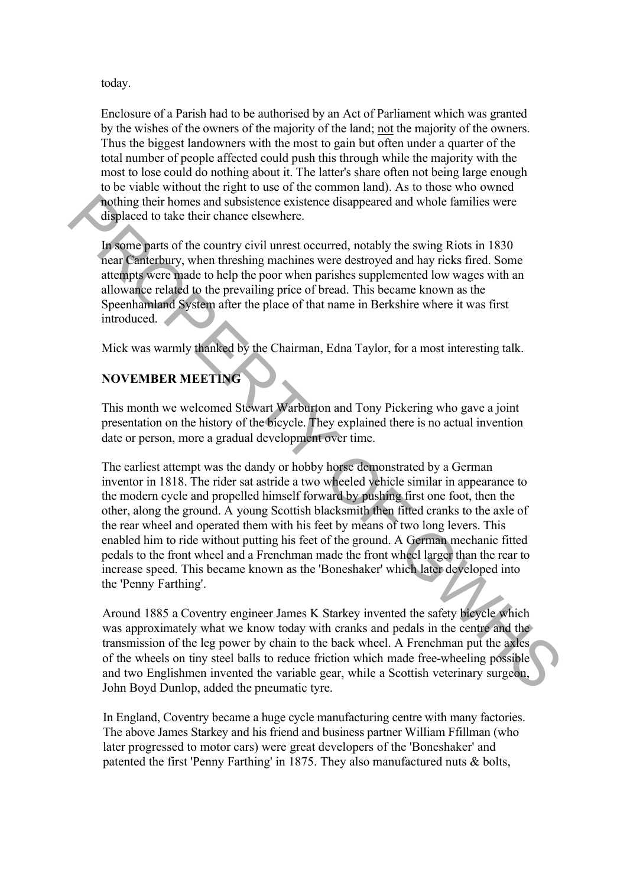today.

Enclosure of a Parish had to be authorised by an Act of Parliament which was granted by the wishes of the owners of the majority of the land; <u>not</u> the majority of the owners. Thus the biggest landowners with the most to gain but often under a quarter of the total number of people affected could push this through while the majority with the most to lose could do nothing about it. The latter's share often not being large enough to be viable without the right to use of the common land). As to those who owned nothing their homes and subsistence existence disappeared and whole families were displaced to take their chance elsewhere.

In some parts of the country civil unrest occurred, notably the swing Riots in 1830 near Canterbury, when threshing machines were destroyed and hay ricks fired. Some attempts were made to help the poor when parishes supplemented low wages with an allowance related to the prevailing price of bread. This became known as the Speenhamland System after the place of that name in Berkshire where it was first introduced.

Mick was warmly thanked by the Chairman, Edna Taylor, for a most interesting talk.

**NOVEMBER MEETING**

This month we welcomed Stewart Warburton and Tony Pickering who gave a joint presentation on the history of the bicycle. They explained there is no actual invention date or person, more a gradual development over time.

The earliest attempt was the dandy or hobby horse demonstrated by a German inventor in 1818. The rider sat astride a two wheeled vehicle similar in appearance to the modern cycle and propelled himself forward by pushing first one foot, then the other, along the ground. A young Scottish blacksmith then fitted cranks to the axle of the rear wheel and operated them with his feet by means of two long levers. This enabled him to ride without putting his feet of the ground. A German mechanic fitted pedals to the front wheel and a Frenchman made the front wheel larger than the rear to increase speed. This became known as the 'Boneshaker' which later developed into the 'Penny Farthing'.

Around 1885 a Coventry engineer James K Starkey invented the safety bicycle which was approximately what we know today with cranks and pedals in the centre and the transmission of the leg power by chain to the back wheel. A Frenchman put the axles of the wheels on tiny steel balls to reduce friction which made free-wheeling possible and two Englishmen invented the variable gear, while a Scottish veterinary surgeon, John Boyd Dunlop, added the pneumatic tyre.

In England, Coventry became a huge cycle manufacturing centre with many factories. The above James Starkey and his friend and business partner William Ffillman (who later progressed to motor cars) were great developers of the 'Boneshaker' and patented the first 'Penny Farthing' in 1875. They also manufactured nuts & bolts,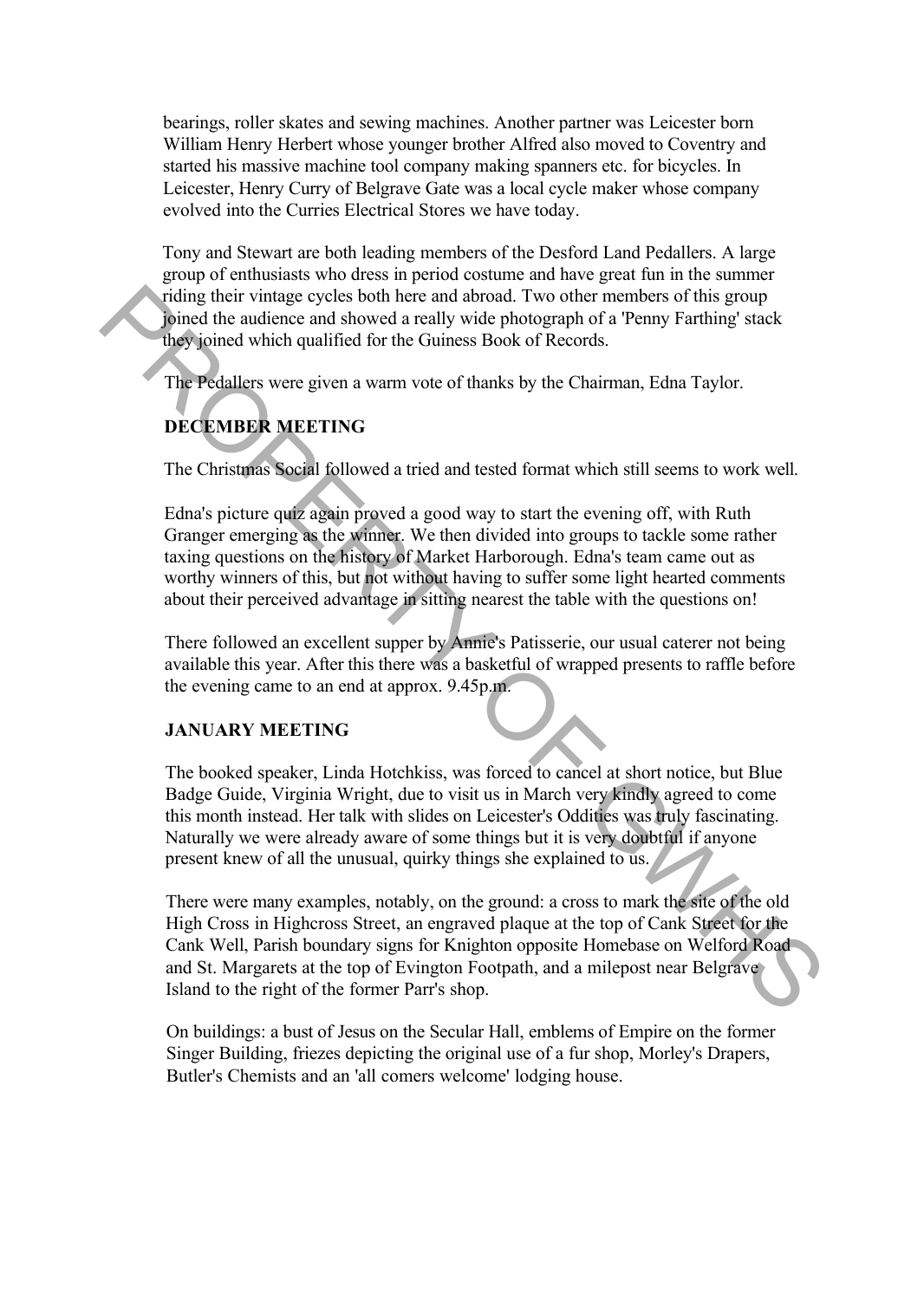bearings, roller skates and sewing machines. Another partner was Leicester born William Henry Herbert whose younger brother Alfred also moved to Coventry and started his massive machine tool company making spanners etc. for bicycles. In Leicester, Henry Curry of Belgrave Gate was a local cycle maker whose company evolved into the Curries Electrical Stores we have today.

Tony and Stewart are both leading members of the Desford Land Pedallers. A large group of enthusiasts who dress in period costume and have great fun in the summer riding their vintage cycles both here and abroad. Two other members of this group joined the audience and showed a really wide photograph of a 'Penny Farthing' stack they joined which qualified for the Guiness Book of Records.

The Pedallers were given a warm vote of thanks by the Chairman, Edna Taylor.

**DECEMBER MEETING**

The Christmas Social followed a tried and tested format which still seems to work well.

Edna's picture quiz again proved a good way to start the evening off, with Ruth Granger emerging as the winner. We then divided into groups to tackle some rather taxing questions on the history of Market Harborough. Edna's team came out as worthy winners of this, but not without having to suffer some light hearted comments about their perceived advantage in sitting nearest the table with the questions on!

There followed an excellent supper by Annie's Patisserie, our usual caterer not being available this year. After this there was a basketful of wrapped presents to raffle before the evening came to an end at approx. 9.45p.m.

**JANUARY MEETING**

The booked speaker, Linda Hotchkiss, was forced to cancel at short notice, but Blue Badge Guide, Virginia Wright, due to visit us in March very kindly agreed to come this month instead. Her talk with slides on Leicester's Oddities was truly fascinating. Naturally we were already aware of some things but it is very doubtful if anyone present knew of all the unusual, quirky things she explained to us.

There were many examples, notably, on the ground: a cross to mark the site of the old High Cross in Highcross Street, an engraved plaque at the top of Cank Street for the Cank Well, Parish boundary signs for Knighton opposite Homebase on Welford Road and St. Margarets at the top of Evington Footpath, and a milepost near Belgrave Island to the right of the former Parr's shop.

On buildings: a bust of Jesus on the Secular Hall, emblems of Empire on the former Singer Building, friezes depicting the original use of a fur shop, Morley's Drapers, Butler's Chemists and an 'all comers welcome' lodging house.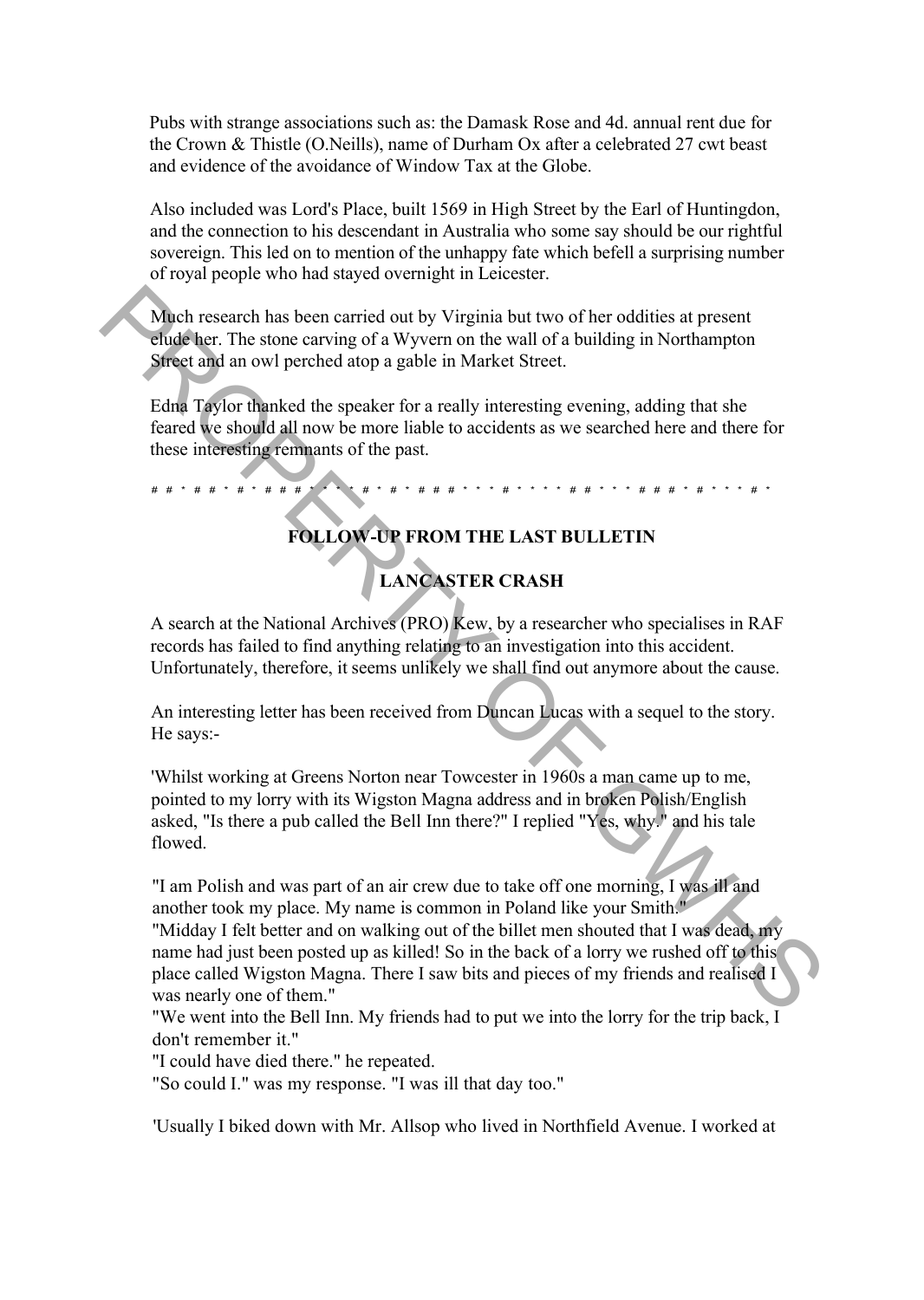Pubs with strange associations such as: the Damask Rose and 4d. annual rent due for the Crown & Thistle (O.Neills), name of Durham Ox after a celebrated 27 cwt beast and evidence of the avoidance of Window Tax at the Globe.

Also included was Lord's Place, built 1569 in High Street by the Earl of Huntingdon, and the connection to his descendant in Australia who some say should be our rightful sovereign. This led on to mention of the unhappy fate which befell a surprising number of royal people who had stayed overnight in Leicester.

Much research has been carried out by Virginia but two of her oddities at present elude her. The stone carving of a Wyvern on the wall of a building in Northampton Street and an owl perched atop a gable in Market Street.

Edna Taylor thanked the speaker for a really interesting evening, adding that she feared we should all now be more liable to accidents as we searched here and there for these interesting remnants of the past.

# * # # * # * # # # * * * * # * # * # # # * * * # * * * * # # * * * # # # * # * * * # *

## FOLLOW-UP FROM THE LAST BULLETIN

## LANCASTER CRASH

A search at the National Archives (PRO) Kew, by a researcher who specialises in RAF records has failed to find anything relating to an investigation into this accident. Unfortunately, therefore, it seems unlikely we shall find out anymore about the cause.

An interesting letter has been received from Duncan Lucas with a sequel to the story. He says:-

'Whilst working at Greens Norton near Towcester in 1960s a man came up to me, pointed to my lorry with its Wigston Magna address and in broken Polish/English asked, "Is there a pub called the Bell Inn there?" I replied "Yes, why." and his tale flowed.

"I am Polish and was part of an air crew due to take off one morning, I was ill and another took my place. My name is common in Poland like your Smith."
"Midday I felt better and on walking out of the billet men shouted that I was dead, my name had just been posted up as killed! So in the back of a lorry we rushed off to this place called Wigston Magna. There I saw bits and pieces of my friends and realised I was nearly one of them."
"We went into the Bell Inn. My friends had to put we into the lorry for the trip back, I don't remember it."
"I could have died there." he repeated.
"So could I." was my response. "I was ill that day too."

'Usually I biked down with Mr. Allsop who lived in Northfield Avenue. I worked at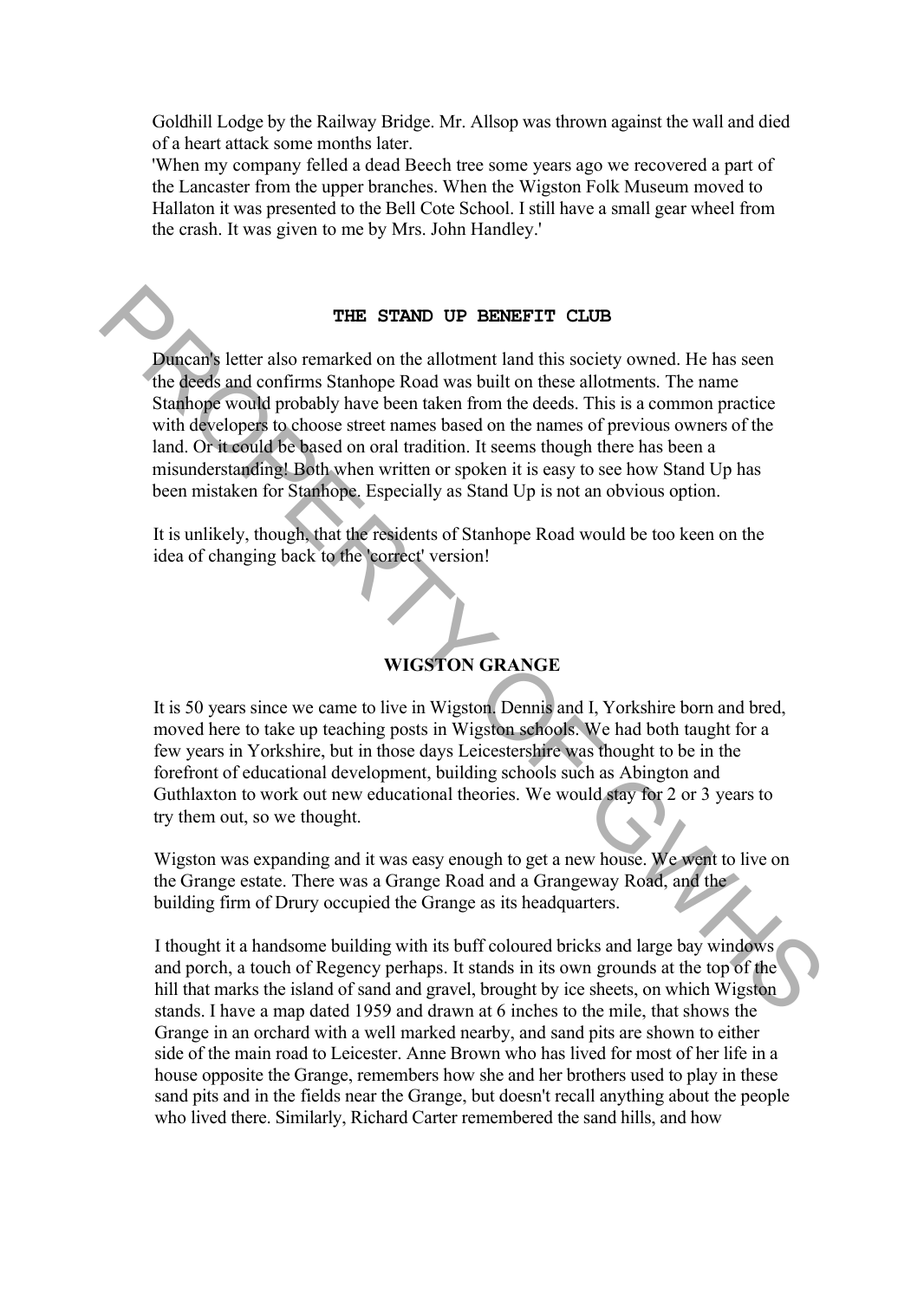Goldhill Lodge by the Railway Bridge. Mr. Allsop was thrown against the wall and died of a heart attack some months later.
'When my company felled a dead Beech tree some years ago we recovered a part of the Lancaster from the upper branches. When the Wigston Folk Museum moved to Hallaton it was presented to the Bell Cote School. I still have a small gear wheel from the crash. It was given to me by Mrs. John Handley.'

## THE STAND UP BENEFIT CLUB

Duncan's letter also remarked on the allotment land this society owned. He has seen the deeds and confirms Stanhope Road was built on these allotments. The name Stanhope would probably have been taken from the deeds. This is a common practice with developers to choose street names based on the names of previous owners of the land. Or it could be based on oral tradition. It seems though there has been a misunderstanding! Both when written or spoken it is easy to see how Stand Up has been mistaken for Stanhope. Especially as Stand Up is not an obvious option.

It is unlikely, though, that the residents of Stanhope Road would be too keen on the idea of changing back to the 'correct' version!

## WIGSTON GRANGE

It is 50 years since we came to live in Wigston. Dennis and I, Yorkshire born and bred, moved here to take up teaching posts in Wigston schools. We had both taught for a few years in Yorkshire, but in those days Leicestershire was thought to be in the forefront of educational development, building schools such as Abington and Guthlaxton to work out new educational theories. We would stay for 2 or 3 years to try them out, so we thought.

Wigston was expanding and it was easy enough to get a new house. We went to live on the Grange estate. There was a Grange Road and a Grangeway Road, and the building firm of Drury occupied the Grange as its headquarters.

I thought it a handsome building with its buff coloured bricks and large bay windows and porch, a touch of Regency perhaps. It stands in its own grounds at the top of the hill that marks the island of sand and gravel, brought by ice sheets, on which Wigston stands. I have a map dated 1959 and drawn at 6 inches to the mile, that shows the Grange in an orchard with a well marked nearby, and sand pits are shown to either side of the main road to Leicester. Anne Brown who has lived for most of her life in a house opposite the Grange, remembers how she and her brothers used to play in these sand pits and in the fields near the Grange, but doesn't recall anything about the people who lived there. Similarly, Richard Carter remembered the sand hills, and how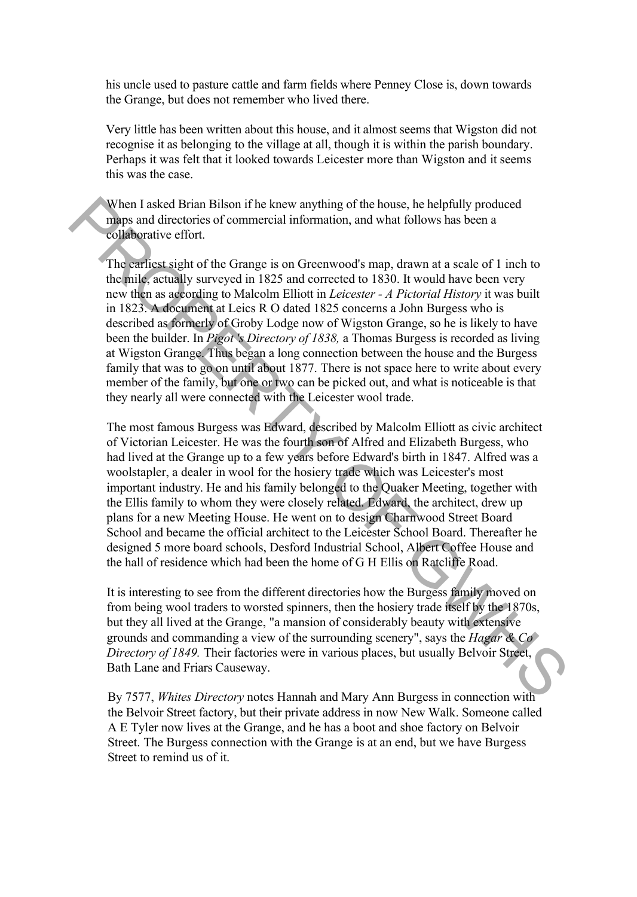his uncle used to pasture cattle and farm fields where Penney Close is, down towards the Grange, but does not remember who lived there.

Very little has been written about this house, and it almost seems that Wigston did not recognise it as belonging to the village at all, though it is within the parish boundary. Perhaps it was felt that it looked towards Leicester more than Wigston and it seems this was the case.

When I asked Brian Bilson if he knew anything of the house, he helpfully produced maps and directories of commercial information, and what follows has been a collaborative effort.

The earliest sight of the Grange is on Greenwood's map, drawn at a scale of 1 inch to the mile, actually surveyed in 1825 and corrected to 1830. It would have been very new then as according to Malcolm Elliott in *Leicester - A Pictorial History* it was built in 1823. A document at Leics R O dated 1825 concerns a John Burgess who is described as formerly of Groby Lodge now of Wigston Grange, so he is likely to have been the builder. In *Pigot 's Directory of 1838,* a Thomas Burgess is recorded as living at Wigston Grange. Thus began a long connection between the house and the Burgess family that was to go on until about 1877. There is not space here to write about every member of the family, but one or two can be picked out, and what is noticeable is that they nearly all were connected with the Leicester wool trade.

The most famous Burgess was Edward, described by Malcolm Elliott as civic architect of Victorian Leicester. He was the fourth son of Alfred and Elizabeth Burgess, who had lived at the Grange up to a few years before Edward's birth in 1847. Alfred was a woolstapler, a dealer in wool for the hosiery trade which was Leicester's most important industry. He and his family belonged to the Quaker Meeting, together with the Ellis family to whom they were closely related. Edward, the architect, drew up plans for a new Meeting House. He went on to design Charnwood Street Board School and became the official architect to the Leicester School Board. Thereafter he designed 5 more board schools, Desford Industrial School, Albert Coffee House and the hall of residence which had been the home of G H Ellis on Ratcliffe Road.

It is interesting to see from the different directories how the Burgess family moved on from being wool traders to worsted spinners, then the hosiery trade itself by the 1870s, but they all lived at the Grange, "a mansion of considerably beauty with extensive grounds and commanding a view of the surrounding scenery", says the *Hagar & Co Directory of 1849.* Their factories were in various places, but usually Belvoir Street, Bath Lane and Friars Causeway.

By 7577, *Whites Directory* notes Hannah and Mary Ann Burgess in connection with the Belvoir Street factory, but their private address in now New Walk. Someone called A E Tyler now lives at the Grange, and he has a boot and shoe factory on Belvoir Street. The Burgess connection with the Grange is at an end, but we have Burgess Street to remind us of it.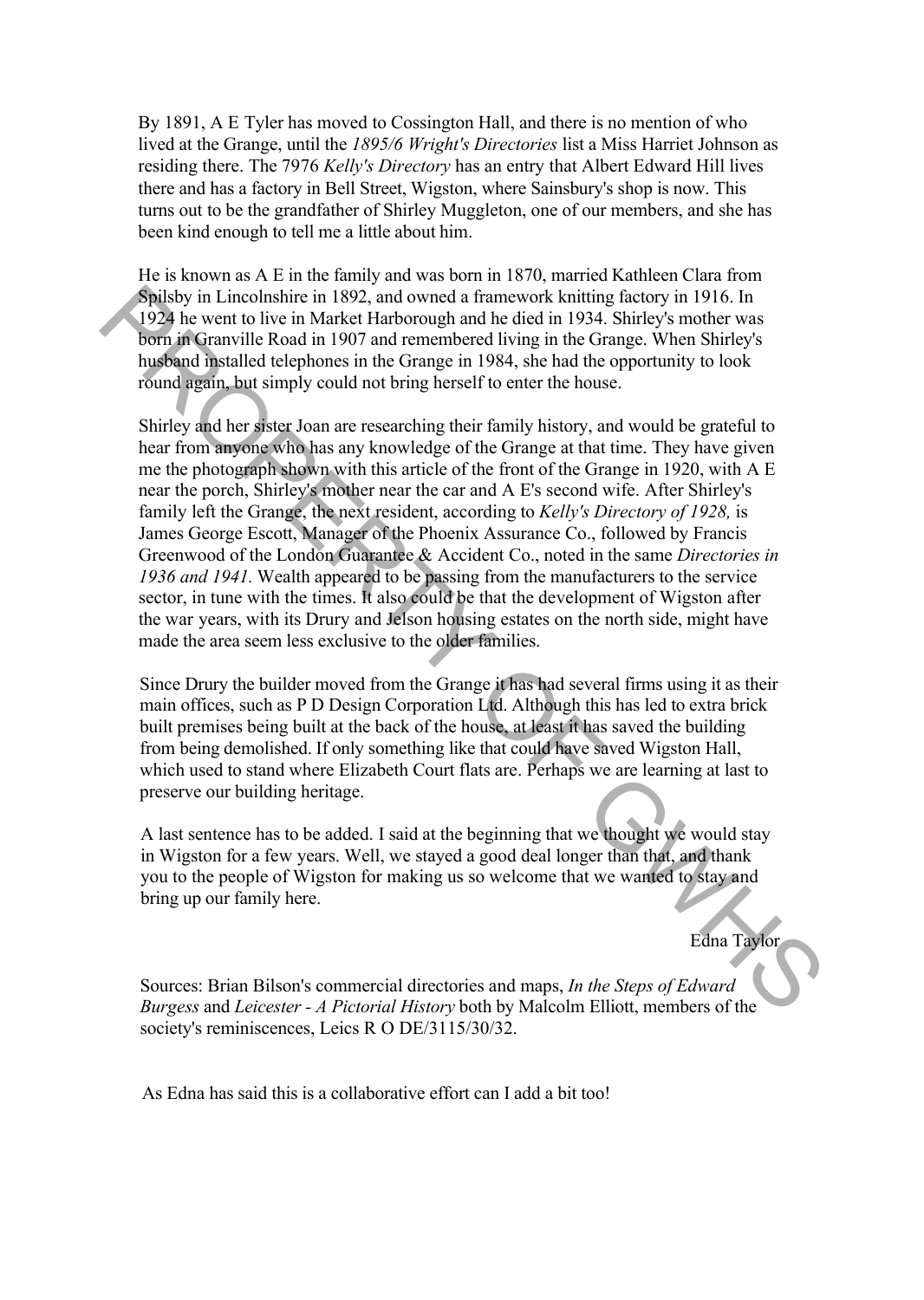By 1891, A E Tyler has moved to Cossington Hall, and there is no mention of who lived at the Grange, until the *1895/6 Wright's Directories* list a Miss Harriet Johnson as residing there. The 7976 *Kelly's Directory* has an entry that Albert Edward Hill lives there and has a factory in Bell Street, Wigston, where Sainsbury's shop is now. This turns out to be the grandfather of Shirley Muggleton, one of our members, and she has been kind enough to tell me a little about him.

He is known as A E in the family and was born in 1870, married Kathleen Clara from Spilsby in Lincolnshire in 1892, and owned a framework knitting factory in 1916. In 1924 he went to live in Market Harborough and he died in 1934. Shirley's mother was born in Granville Road in 1907 and remembered living in the Grange. When Shirley's husband installed telephones in the Grange in 1984, she had the opportunity to look round again, but simply could not bring herself to enter the house.

Shirley and her sister Joan are researching their family history, and would be grateful to hear from anyone who has any knowledge of the Grange at that time. They have given me the photograph shown with this article of the front of the Grange in 1920, with A E near the porch, Shirley's mother near the car and A E's second wife. After Shirley's family left the Grange, the next resident, according to *Kelly's Directory of 1928,* is James George Escott, Manager of the Phoenix Assurance Co., followed by Francis Greenwood of the London Guarantee & Accident Co., noted in the same *Directories in 1936 and 1941.* Wealth appeared to be passing from the manufacturers to the service sector, in tune with the times. It also could be that the development of Wigston after the war years, with its Drury and Jelson housing estates on the north side, might have made the area seem less exclusive to the older families.

Since Drury the builder moved from the Grange it has had several firms using it as their main offices, such as P D Design Corporation Ltd. Although this has led to extra brick built premises being built at the back of the house, at least it has saved the building from being demolished. If only something like that could have saved Wigston Hall, which used to stand where Elizabeth Court flats are. Perhaps we are learning at last to preserve our building heritage.

A last sentence has to be added. I said at the beginning that we thought we would stay in Wigston for a few years. Well, we stayed a good deal longer than that, and thank you to the people of Wigston for making us so welcome that we wanted to stay and bring up our family here.

Edna Taylor

Sources: Brian Bilson's commercial directories and maps, *In the Steps of Edward Burgess* and *Leicester - A Pictorial History* both by Malcolm Elliott, members of the society's reminiscences, Leics R O DE/3115/30/32.

As Edna has said this is a collaborative effort can I add a bit too!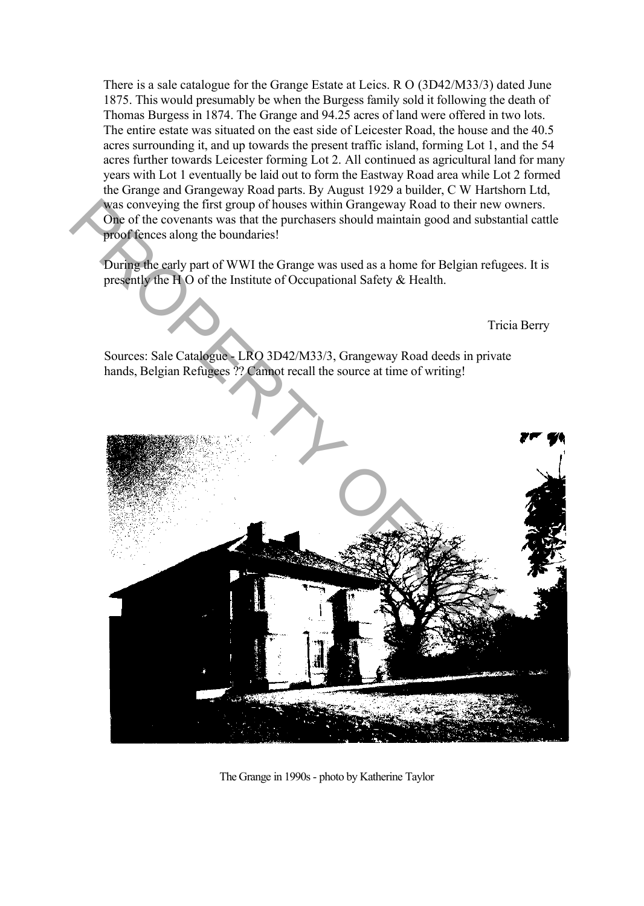There is a sale catalogue for the Grange Estate at Leics. R O (3D42/M33/3) dated June 1875. This would presumably be when the Burgess family sold it following the death of Thomas Burgess in 1874. The Grange and 94.25 acres of land were offered in two lots. The entire estate was situated on the east side of Leicester Road, the house and the 40.5 acres surrounding it, and up towards the present traffic island, forming Lot 1, and the 54 acres further towards Leicester forming Lot 2. All continued as agricultural land for many years with Lot 1 eventually be laid out to form the Eastway Road area while Lot 2 formed the Grange and Grangeway Road parts. By August 1929 a builder, C W Hartshorn Ltd, was conveying the first group of houses within Grangeway Road to their new owners. One of the covenants was that the purchasers should maintain good and substantial cattle proof fences along the boundaries!

During the early part of WWI the Grange was used as a home for Belgian refugees. It is presently the H O of the Institute of Occupational Safety & Health.

Tricia Berry

Sources: Sale Catalogue - LRO 3D42/M33/3, Grangeway Road deeds in private hands, Belgian Refugees ?? Cannot recall the source at time of writing!

The Grange in 1990s - photo by Katherine Taylor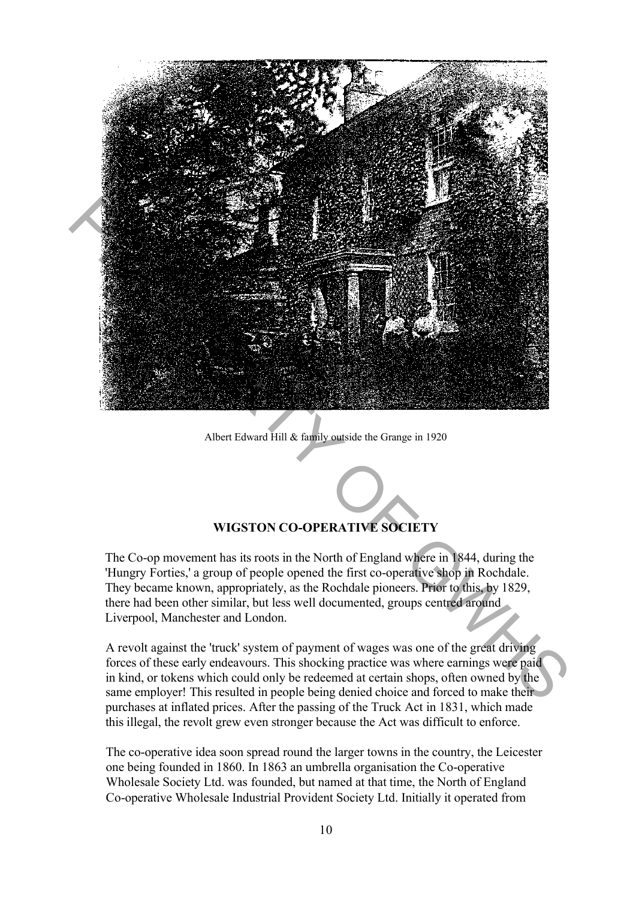Albert Edward Hill & family outside the Grange in 1920

## WIGSTON CO-OPERATIVE SOCIETY

The Co-op movement has its roots in the North of England where in 1844, during the 'Hungry Forties,' a group of people opened the first co-operative shop in Rochdale. They became known, appropriately, as the Rochdale pioneers. Prior to this, by 1829, there had been other similar, but less well documented, groups centred around Liverpool, Manchester and London.

A revolt against the 'truck' system of payment of wages was one of the great driving forces of these early endeavours. This shocking practice was where earnings were paid in kind, or tokens which could only be redeemed at certain shops, often owned by the same employer! This resulted in people being denied choice and forced to make their purchases at inflated prices. After the passing of the Truck Act in 1831, which made this illegal, the revolt grew even stronger because the Act was difficult to enforce.

The co-operative idea soon spread round the larger towns in the country, the Leicester one being founded in 1860. In 1863 an umbrella organisation the Co-operative Wholesale Society Ltd. was founded, but named at that time, the North of England Co-operative Wholesale Industrial Provident Society Ltd. Initially it operated from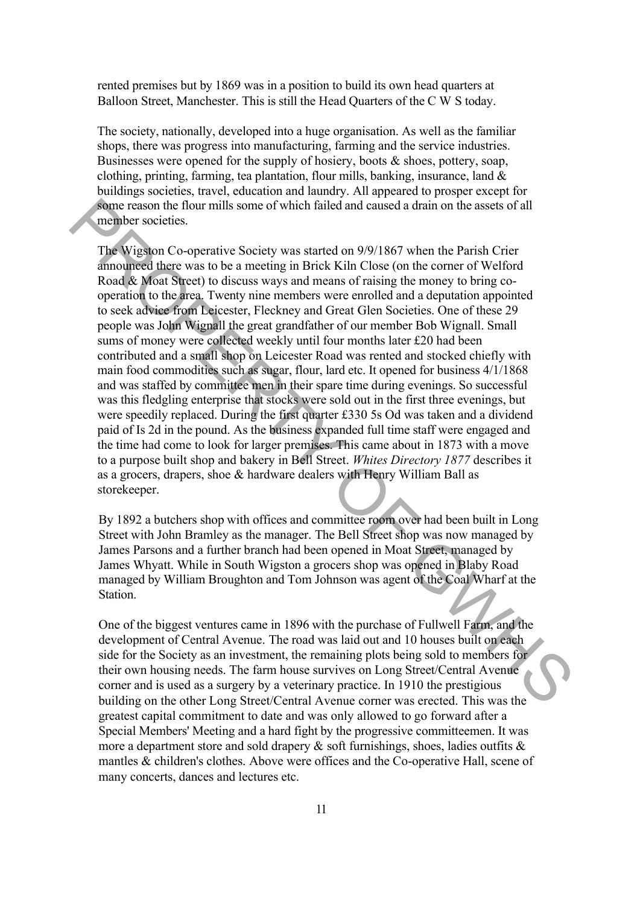rented premises but by 1869 was in a position to build its own head quarters at Balloon Street, Manchester. This is still the Head Quarters of the C W S today.

The society, nationally, developed into a huge organisation. As well as the familiar shops, there was progress into manufacturing, farming and the service industries. Businesses were opened for the supply of hosiery, boots & shoes, pottery, soap, clothing, printing, farming, tea plantation, flour mills, banking, insurance, land & buildings societies, travel, education and laundry. All appeared to prosper except for some reason the flour mills some of which failed and caused a drain on the assets of all member societies.

The Wigston Co-operative Society was started on 9/9/1867 when the Parish Crier announced there was to be a meeting in Brick Kiln Close (on the corner of Welford Road & Moat Street) to discuss ways and means of raising the money to bring co-operation to the area. Twenty nine members were enrolled and a deputation appointed to seek advice from Leicester, Fleckney and Great Glen Societies. One of these 29 people was John Wignall the great grandfather of our member Bob Wignall. Small sums of money were collected weekly until four months later £20 had been contributed and a small shop on Leicester Road was rented and stocked chiefly with main food commodities such as sugar, flour, lard etc. It opened for business 4/1/1868 and was staffed by committee men in their spare time during evenings. So successful was this fledgling enterprise that stocks were sold out in the first three evenings, but were speedily replaced. During the first quarter £330 5s Od was taken and a dividend paid of Is 2d in the pound. As the business expanded full time staff were engaged and the time had come to look for larger premises. This came about in 1873 with a move to a purpose built shop and bakery in Bell Street. *Whites Directory 1877* describes it as a grocers, drapers, shoe & hardware dealers with Henry William Ball as storekeeper.

By 1892 a butchers shop with offices and committee room over had been built in Long Street with John Bramley as the manager. The Bell Street shop was now managed by James Parsons and a further branch had been opened in Moat Street, managed by James Whyatt. While in South Wigston a grocers shop was opened in Blaby Road managed by William Broughton and Tom Johnson was agent of the Coal Wharf at the Station.

One of the biggest ventures came in 1896 with the purchase of Fullwell Farm, and the development of Central Avenue. The road was laid out and 10 houses built on each side for the Society as an investment, the remaining plots being sold to members for their own housing needs. The farm house survives on Long Street/Central Avenue corner and is used as a surgery by a veterinary practice. In 1910 the prestigious building on the other Long Street/Central Avenue corner was erected. This was the greatest capital commitment to date and was only allowed to go forward after a Special Members' Meeting and a hard fight by the progressive committeemen. It was more a department store and sold drapery & soft furnishings, shoes, ladies outfits & mantles & children's clothes. Above were offices and the Co-operative Hall, scene of many concerts, dances and lectures etc.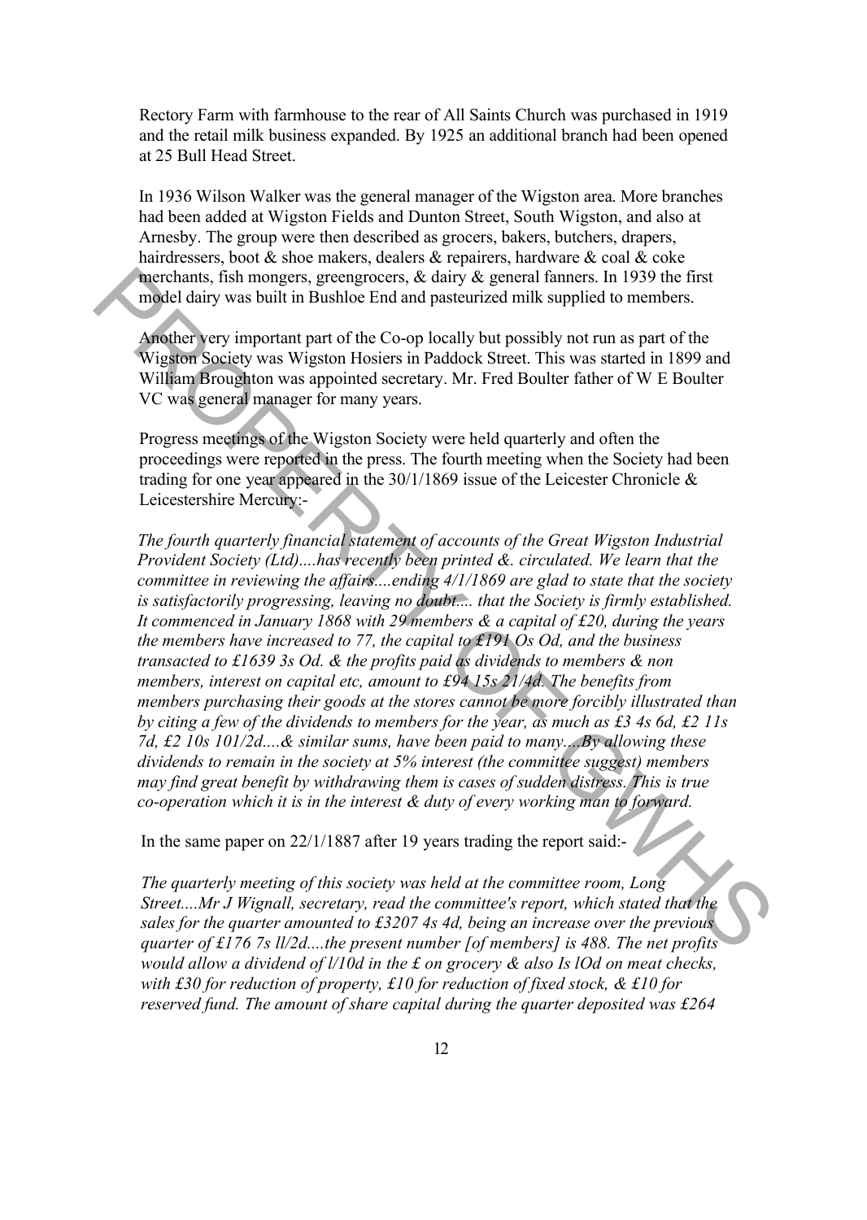Rectory Farm with farmhouse to the rear of All Saints Church was purchased in 1919 and the retail milk business expanded. By 1925 an additional branch had been opened at 25 Bull Head Street.

In 1936 Wilson Walker was the general manager of the Wigston area. More branches had been added at Wigston Fields and Dunton Street, South Wigston, and also at Arnesby. The group were then described as grocers, bakers, butchers, drapers, hairdressers, boot & shoe makers, dealers & repairers, hardware & coal & coke merchants, fish mongers, greengrocers, & dairy & general fanners. In 1939 the first model dairy was built in Bushloe End and pasteurized milk supplied to members.

Another very important part of the Co-op locally but possibly not run as part of the Wigston Society was Wigston Hosiers in Paddock Street. This was started in 1899 and William Broughton was appointed secretary. Mr. Fred Boulter father of W E Boulter VC was general manager for many years.

Progress meetings of the Wigston Society were held quarterly and often the proceedings were reported in the press. The fourth meeting when the Society had been trading for one year appeared in the 30/1/1869 issue of the Leicester Chronicle & Leicestershire Mercury:-

*The fourth quarterly financial statement of accounts of the Great Wigston Industrial Provident Society (Ltd)....has recently been printed &. circulated. We learn that the committee in reviewing the affairs....ending 4/1/1869 are glad to state that the society is satisfactorily progressing, leaving no doubt.... that the Society is firmly established. It commenced in January 1868 with 29 members & a capital of £20, during the years the members have increased to 77, the capital to £191 Os Od, and the business transacted to £1639 3s Od. & the profits paid as dividends to members & non members, interest on capital etc, amount to £94 15s 21/4d. The benefits from members purchasing their goods at the stores cannot be more forcibly illustrated than by citing a few of the dividends to members for the year, as much as £3 4s 6d, £2 11s 7d, £2 10s 101/2d....& similar sums, have been paid to many....By allowing these dividends to remain in the society at 5% interest (the committee suggest) members may find great benefit by withdrawing them is cases of sudden distress. This is true co-operation which it is in the interest & duty of every working man to forward.*

In the same paper on 22/1/1887 after 19 years trading the report said:-

*The quarterly meeting of this society was held at the committee room, Long Street....Mr J Wignall, secretary, read the committee's report, which stated that the sales for the quarter amounted to £3207 4s 4d, being an increase over the previous quarter of £176 7s ll/2d....the present number [of members] is 488. The net profits would allow a dividend of l/10d in the £ on grocery & also Is lOd on meat checks, with £30 for reduction of property, £10 for reduction of fixed stock, & £10 for reserved fund. The amount of share capital during the quarter deposited was £264*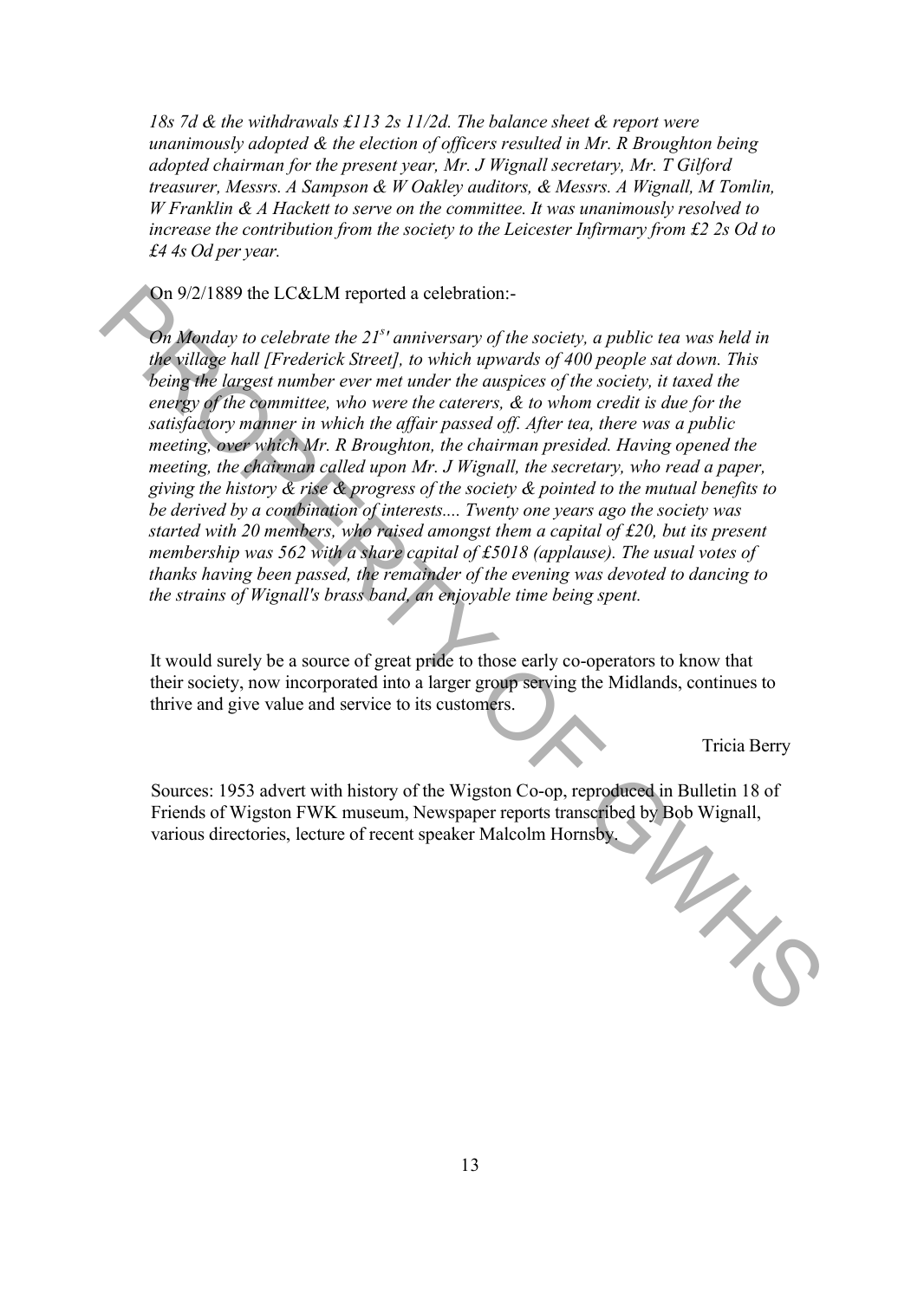*18s 7d & the withdrawals £113 2s 11/2d. The balance sheet & report were unanimously adopted & the election of officers resulted in Mr. R Broughton being adopted chairman for the present year, Mr. J Wignall secretary, Mr. T Gilford treasurer, Messrs. A Sampson & W Oakley auditors, & Messrs. A Wignall, M Tomlin, W Franklin & A Hackett to serve on the committee. It was unanimously resolved to increase the contribution from the society to the Leicester Infirmary from £2 2s 0d to £4 4s 0d per year.*

On 9/2/1889 the LC&LM reported a celebration:-

*On Monday to celebrate the 21st anniversary of the society, a public tea was held in the village hall [Frederick Street], to which upwards of 400 people sat down. This being the largest number ever met under the auspices of the society, it taxed the energy of the committee, who were the caterers, & to whom credit is due for the satisfactory manner in which the affair passed off. After tea, there was a public meeting, over which Mr. R Broughton, the chairman presided. Having opened the meeting, the chairman called upon Mr. J Wignall, the secretary, who read a paper, giving the history & rise & progress of the society & pointed to the mutual benefits to be derived by a combination of interests.... Twenty one years ago the society was started with 20 members, who raised amongst them a capital of £20, but its present membership was 562 with a share capital of £5018 (applause). The usual votes of thanks having been passed, the remainder of the evening was devoted to dancing to the strains of Wignall's brass band, an enjoyable time being spent.*

It would surely be a source of great pride to those early co-operators to know that their society, now incorporated into a larger group serving the Midlands, continues to thrive and give value and service to its customers.

Tricia Berry

Sources: 1953 advert with history of the Wigston Co-op, reproduced in Bulletin 18 of Friends of Wigston FWK museum, Newspaper reports transcribed by Bob Wignall, various directories, lecture of recent speaker Malcolm Hornsby.